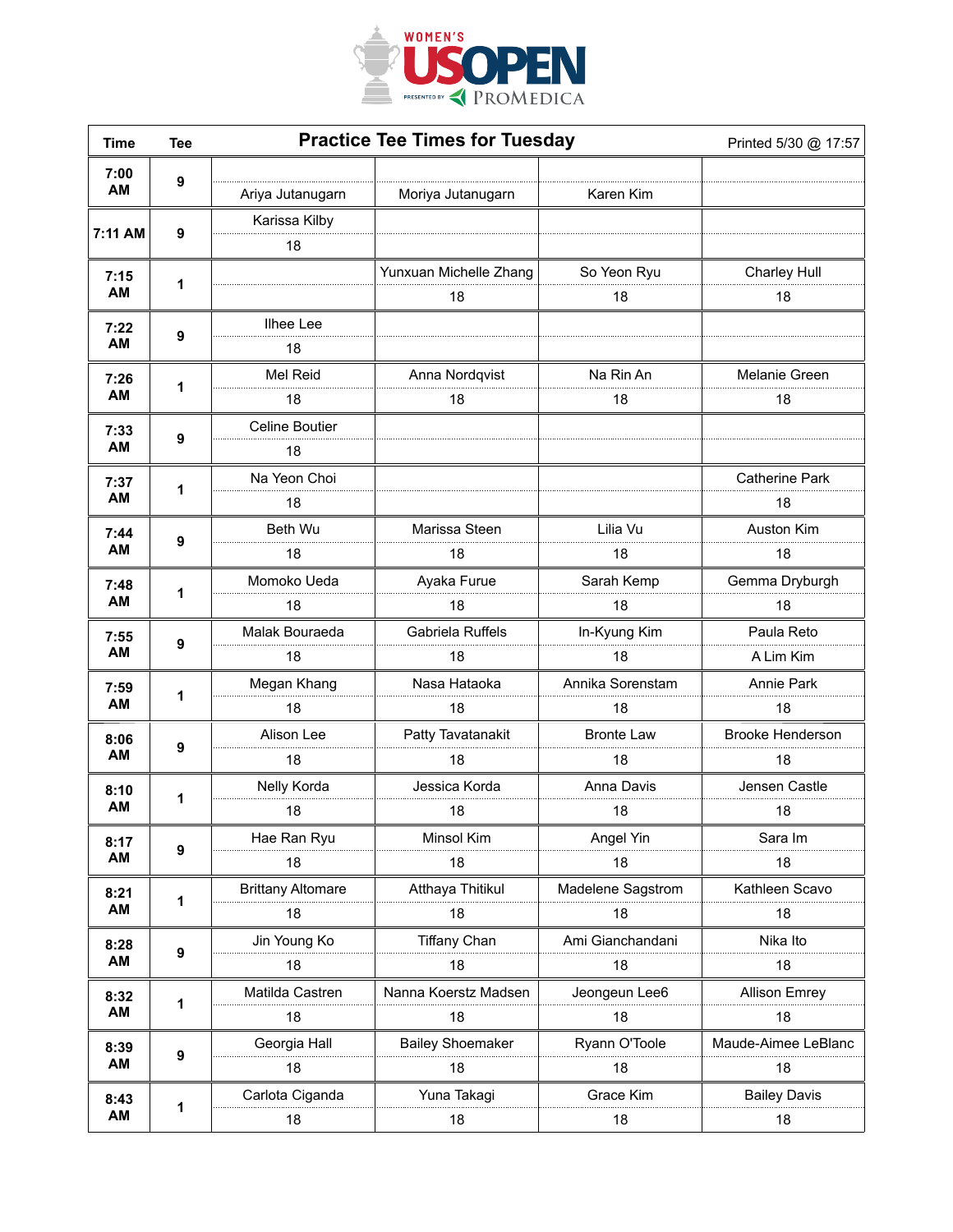# WOMEN'S US OPEN

PRESENTED BY PROMEDICA

| Time | Tee | Practice Tee Times for Tuesday | | | Printed 5/30 @ 17:57 |
|---|---|---|---|---|---|
| 7:00 AM | 9 | Ariya Jutanugarn | Moriya Jutanugarn | Karen Kim | |
| 7:11 AM | 9 | Karissa Kilby 18 | | | |
| 7:15 AM | 1 | | Yunxuan Michelle Zhang 18 | So Yeon Ryu 18 | Charley Hull 18 |
| 7:22 AM | 9 | Ilhee Lee 18 | | | |
| 7:26 AM | 1 | Mel Reid 18 | Anna Nordqvist 18 | Na Rin An 18 | Melanie Green 18 |
| 7:33 AM | 9 | Celine Boutier 18 | | | |
| 7:37 AM | 1 | Na Yeon Choi 18 | | | Catherine Park 18 |
| 7:44 AM | 9 | Beth Wu 18 | Marissa Steen 18 | Lilia Vu 18 | Auston Kim 18 |
| 7:48 AM | 1 | Momoko Ueda 18 | Ayaka Furue 18 | Sarah Kemp 18 | Gemma Dryburgh 18 |
| 7:55 AM | 9 | Malak Bouraeda 18 | Gabriela Ruffels 18 | In-Kyung Kim 18 | Paula Reto A Lim Kim |
| 7:59 AM | 1 | Megan Khang 18 | Nasa Hataoka 18 | Annika Sorenstam 18 | Annie Park 18 |
| 8:06 AM | 9 | Alison Lee 18 | Patty Tavatanakit 18 | Bronte Law 18 | Brooke Henderson 18 |
| 8:10 AM | 1 | Nelly Korda 18 | Jessica Korda 18 | Anna Davis 18 | Jensen Castle 18 |
| 8:17 AM | 9 | Hae Ran Ryu 18 | Minsol Kim 18 | Angel Yin 18 | Sara Im 18 |
| 8:21 AM | 1 | Brittany Altomare 18 | Atthaya Thitikul 18 | Madelene Sagstrom 18 | Kathleen Scavo 18 |
| 8:28 AM | 9 | Jin Young Ko 18 | Tiffany Chan 18 | Ami Gianchandani 18 | Nika Ito 18 |
| 8:32 AM | 1 | Matilda Castren 18 | Nanna Koerstz Madsen 18 | Jeongeun Lee6 18 | Allison Emrey 18 |
| 8:39 AM | 9 | Georgia Hall 18 | Bailey Shoemaker 18 | Ryann O'Toole 18 | Maude-Aimee LeBlanc 18 |
| 8:43 AM | 1 | Carlota Ciganda 18 | Yuna Takagi 18 | Grace Kim 18 | Bailey Davis 18 |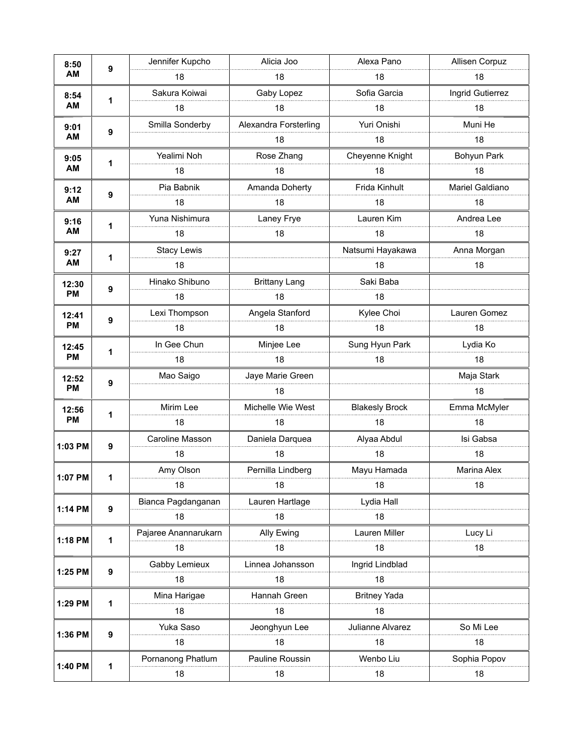| | | | | | |
|---|---|---|---|---|---|
| 8:50 AM | 9 | Jennifer Kupcho | Alicia Joo | Alexa Pano | Allisen Corpuz |
| | | 18 | 18 | 18 | 18 |
| 8:54 AM | 1 | Sakura Koiwai | Gaby Lopez | Sofia Garcia | Ingrid Gutierrez |
| | | 18 | 18 | 18 | 18 |
| 9:01 AM | 9 | Smilla Sonderby | Alexandra Forsterling | Yuri Onishi | Muni He |
| | | | 18 | 18 | 18 |
| 9:05 AM | 1 | Yealimi Noh | Rose Zhang | Cheyenne Knight | Bohyun Park |
| | | 18 | 18 | 18 | 18 |
| 9:12 AM | 9 | Pia Babnik | Amanda Doherty | Frida Kinhult | Mariel Galdiano |
| | | 18 | 18 | 18 | 18 |
| 9:16 AM | 1 | Yuna Nishimura | Laney Frye | Lauren Kim | Andrea Lee |
| | | 18 | 18 | 18 | 18 |
| 9:27 AM | 1 | Stacy Lewis | | Natsumi Hayakawa | Anna Morgan |
| | | 18 | | 18 | 18 |
| 12:30 PM | 9 | Hinako Shibuno | Brittany Lang | Saki Baba | |
| | | 18 | 18 | 18 | |
| 12:41 PM | 9 | Lexi Thompson | Angela Stanford | Kylee Choi | Lauren Gomez |
| | | 18 | 18 | 18 | 18 |
| 12:45 PM | 1 | In Gee Chun | Minjee Lee | Sung Hyun Park | Lydia Ko |
| | | 18 | 18 | 18 | 18 |
| 12:52 PM | 9 | Mao Saigo | Jaye Marie Green | | Maja Stark |
| | | | 18 | | 18 |
| 12:56 PM | 1 | Mirim Lee | Michelle Wie West | Blakesly Brock | Emma McMyler |
| | | 18 | 18 | 18 | 18 |
| 1:03 PM | 9 | Caroline Masson | Daniela Darquea | Alyaa Abdul | Isi Gabsa |
| | | 18 | 18 | 18 | 18 |
| 1:07 PM | 1 | Amy Olson | Pernilla Lindberg | Mayu Hamada | Marina Alex |
| | | 18 | 18 | 18 | 18 |
| 1:14 PM | 9 | Bianca Pagdanganan | Lauren Hartlage | Lydia Hall | |
| | | 18 | 18 | 18 | |
| 1:18 PM | 1 | Pajaree Anannarukarn | Ally Ewing | Lauren Miller | Lucy Li |
| | | 18 | 18 | 18 | 18 |
| 1:25 PM | 9 | Gabby Lemieux | Linnea Johansson | Ingrid Lindblad | |
| | | 18 | 18 | 18 | |
| 1:29 PM | 1 | Mina Harigae | Hannah Green | Britney Yada | |
| | | 18 | 18 | 18 | |
| 1:36 PM | 9 | Yuka Saso | Jeonghyun Lee | Julianne Alvarez | So Mi Lee |
| | | 18 | 18 | 18 | 18 |
| 1:40 PM | 1 | Pornanong Phatlum | Pauline Roussin | Wenbo Liu | Sophia Popov |
| | | 18 | 18 | 18 | 18 |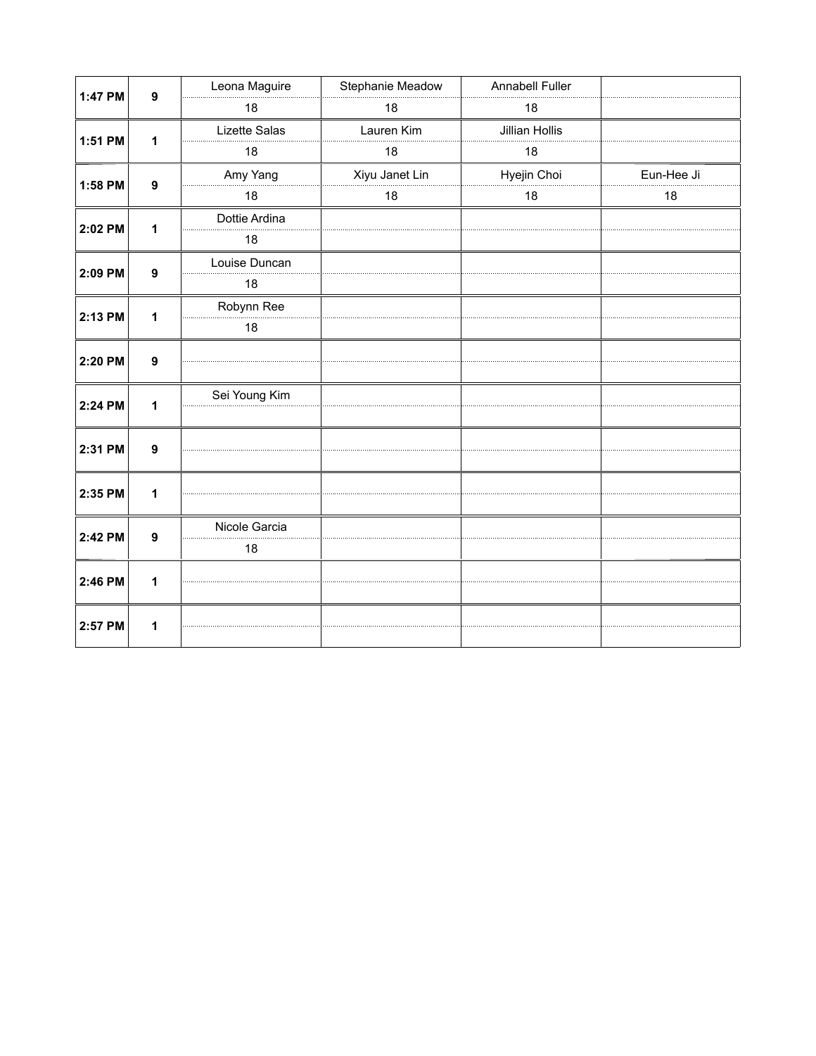| | | | | | |
|---|---|---|---|---|---|
| 1:47 PM | 9 | Leona Maguire | Stephanie Meadow | Annabell Fuller | |
| | | 18 | 18 | 18 | |
| 1:51 PM | 1 | Lizette Salas | Lauren Kim | Jillian Hollis | |
| | | 18 | 18 | 18 | |
| 1:58 PM | 9 | Amy Yang | Xiyu Janet Lin | Hyejin Choi | Eun-Hee Ji |
| | | 18 | 18 | 18 | 18 |
| 2:02 PM | 1 | Dottie Ardina | | | |
| | | 18 | | | |
| 2:09 PM | 9 | Louise Duncan | | | |
| | | 18 | | | |
| 2:13 PM | 1 | Robynn Ree | | | |
| | | 18 | | | |
| 2:20 PM | 9 | | | | |
| | | | | | |
| 2:24 PM | 1 | Sei Young Kim | | | |
| | | | | | |
| 2:31 PM | 9 | | | | |
| | | | | | |
| 2:35 PM | 1 | | | | |
| | | | | | |
| 2:42 PM | 9 | Nicole Garcia | | | |
| | | 18 | | | |
| 2:46 PM | 1 | | | | |
| | | | | | |
| 2:57 PM | 1 | | | | |
| | | | | | |